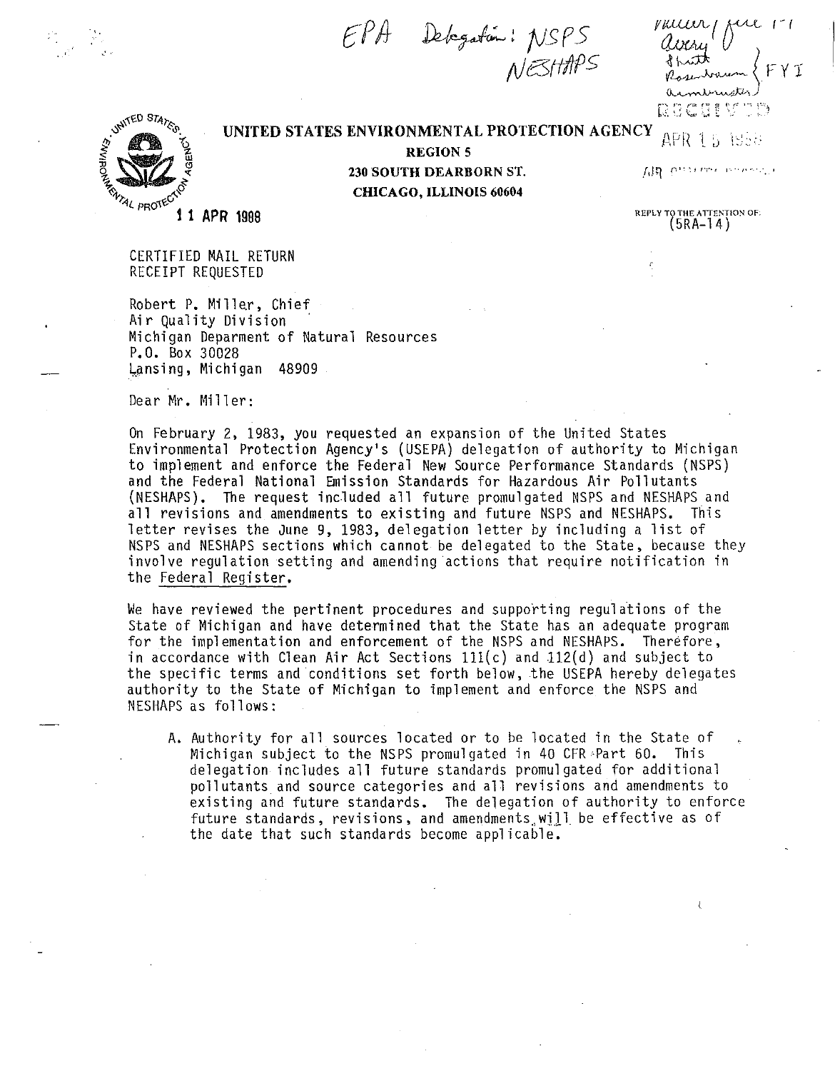EPA Delegation: NSPS NESHAPS

Miller / file 1-1 Avery Smith Rosenbaum FYI Armbruster

RECEIVED APR 15 1988 AIR QUALITY DIVISION

**UNITED STATES ENVIRONMENTAL PROTECTION AGENCY**
**REGION 5**
**230 SOUTH DEARBORN ST.**
**CHICAGO, ILLINOIS 60604**

11 APR 1988

REPLY TO THE ATTENTION OF: (5RA-14)

CERTIFIED MAIL RETURN
RECEIPT REQUESTED

Robert P. Miller, Chief
Air Quality Division
Michigan Department of Natural Resources
P.O. Box 30028
Lansing, Michigan 48909

Dear Mr. Miller:

On February 2, 1983, you requested an expansion of the United States Environmental Protection Agency's (USEPA) delegation of authority to Michigan to implement and enforce the Federal New Source Performance Standards (NSPS) and the Federal National Emission Standards for Hazardous Air Pollutants (NESHAPS). The request included all future promulgated NSPS and NESHAPS and all revisions and amendments to existing and future NSPS and NESHAPS. This letter revises the June 9, 1983, delegation letter by including a list of NSPS and NESHAPS sections which cannot be delegated to the State, because they involve regulation setting and amending actions that require notification in the Federal Register.

We have reviewed the pertinent procedures and supporting regulations of the State of Michigan and have determined that the State has an adequate program for the implementation and enforcement of the NSPS and NESHAPS. Therefore, in accordance with Clean Air Act Sections 111(c) and 112(d) and subject to the specific terms and conditions set forth below, the USEPA hereby delegates authority to the State of Michigan to implement and enforce the NSPS and NESHAPS as follows:

A. Authority for all sources located or to be located in the State of Michigan subject to the NSPS promulgated in 40 CFR Part 60. This delegation includes all future standards promulgated for additional pollutants and source categories and all revisions and amendments to existing and future standards. The delegation of authority to enforce future standards, revisions, and amendments will be effective as of the date that such standards become applicable.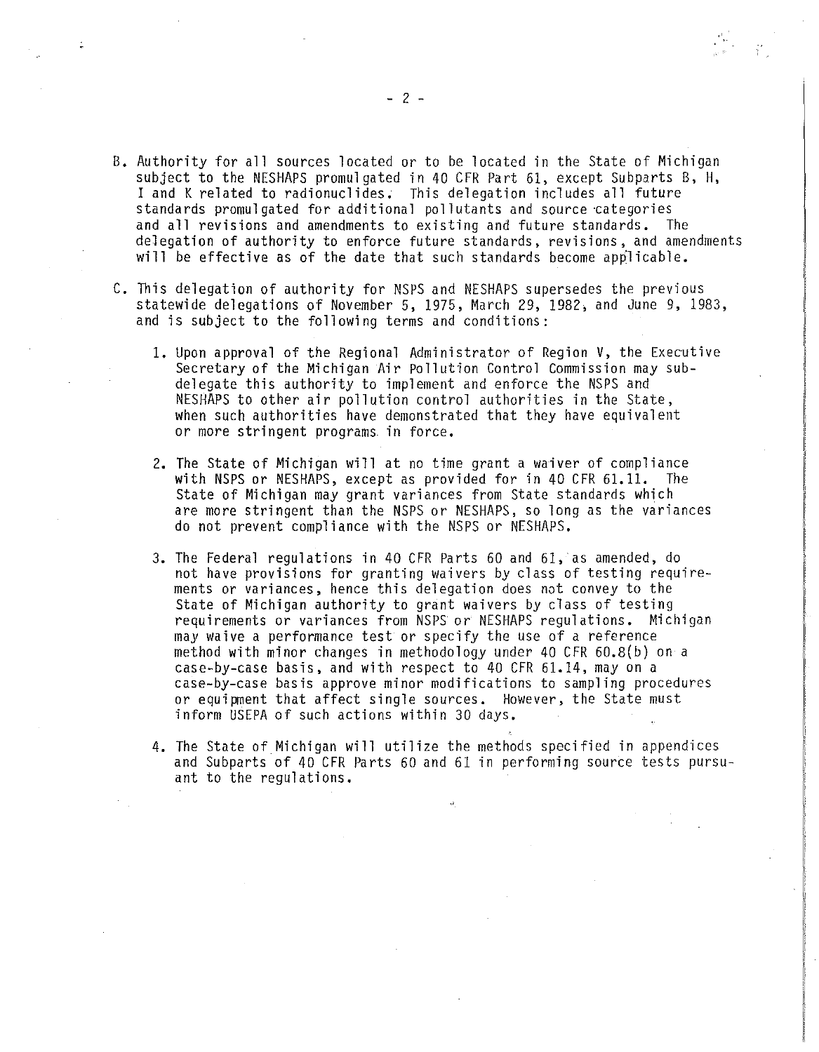B. Authority for all sources located or to be located in the State of Michigan subject to the NESHAPS promulgated in 40 CFR Part 61, except Subparts B, H, I and K related to radionuclides. This delegation includes all future standards promulgated for additional pollutants and source categories and all revisions and amendments to existing and future standards. The delegation of authority to enforce future standards, revisions, and amendments will be effective as of the date that such standards become applicable.

C. This delegation of authority for NSPS and NESHAPS supersedes the previous statewide delegations of November 5, 1975, March 29, 1982, and June 9, 1983, and is subject to the following terms and conditions:

   1. Upon approval of the Regional Administrator of Region V, the Executive Secretary of the Michigan Air Pollution Control Commission may sub-delegate this authority to implement and enforce the NSPS and NESHAPS to other air pollution control authorities in the State, when such authorities have demonstrated that they have equivalent or more stringent programs in force.

   2. The State of Michigan will at no time grant a waiver of compliance with NSPS or NESHAPS, except as provided for in 40 CFR 61.11. The State of Michigan may grant variances from State standards which are more stringent than the NSPS or NESHAPS, so long as the variances do not prevent compliance with the NSPS or NESHAPS.

   3. The Federal regulations in 40 CFR Parts 60 and 61, as amended, do not have provisions for granting waivers by class of testing requirements or variances, hence this delegation does not convey to the State of Michigan authority to grant waivers by class of testing requirements or variances from NSPS or NESHAPS regulations. Michigan may waive a performance test or specify the use of a reference method with minor changes in methodology under 40 CFR 60.8(b) on a case-by-case basis, and with respect to 40 CFR 61.14, may on a case-by-case basis approve minor modifications to sampling procedures or equipment that affect single sources. However, the State must inform USEPA of such actions within 30 days.

   4. The State of Michigan will utilize the methods specified in appendices and Subparts of 40 CFR Parts 60 and 61 in performing source tests pursuant to the regulations.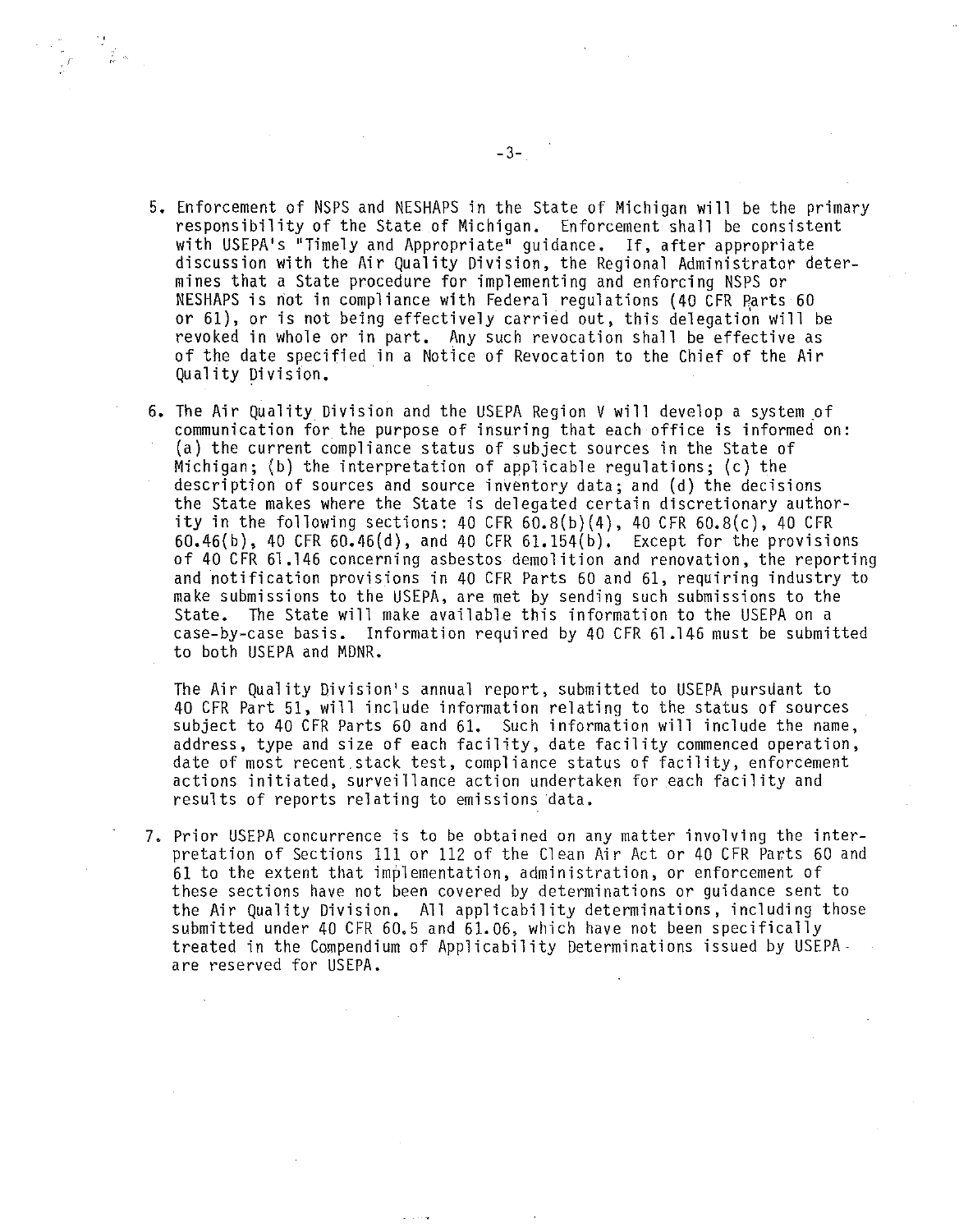5. Enforcement of NSPS and NESHAPS in the State of Michigan will be the primary responsibility of the State of Michigan. Enforcement shall be consistent with USEPA's "Timely and Appropriate" guidance. If, after appropriate discussion with the Air Quality Division, the Regional Administrator determines that a State procedure for implementing and enforcing NSPS or NESHAPS is not in compliance with Federal regulations (40 CFR Parts 60 or 61), or is not being effectively carried out, this delegation will be revoked in whole or in part. Any such revocation shall be effective as of the date specified in a Notice of Revocation to the Chief of the Air Quality Division.

6. The Air Quality Division and the USEPA Region V will develop a system of communication for the purpose of insuring that each office is informed on: (a) the current compliance status of subject sources in the State of Michigan; (b) the interpretation of applicable regulations; (c) the description of sources and source inventory data; and (d) the decisions the State makes where the State is delegated certain discretionary authority in the following sections: 40 CFR 60.8(b)(4), 40 CFR 60.8(c), 40 CFR 60.46(b), 40 CFR 60.46(d), and 40 CFR 61.154(b). Except for the provisions of 40 CFR 61.146 concerning asbestos demolition and renovation, the reporting and notification provisions in 40 CFR Parts 60 and 61, requiring industry to make submissions to the USEPA, are met by sending such submissions to the State. The State will make available this information to the USEPA on a case-by-case basis. Information required by 40 CFR 61.146 must be submitted to both USEPA and MDNR.

   The Air Quality Division's annual report, submitted to USEPA pursuant to 40 CFR Part 51, will include information relating to the status of sources subject to 40 CFR Parts 60 and 61. Such information will include the name, address, type and size of each facility, date facility commenced operation, date of most recent stack test, compliance status of facility, enforcement actions initiated, surveillance action undertaken for each facility and results of reports relating to emissions data.

7. Prior USEPA concurrence is to be obtained on any matter involving the interpretation of Sections 111 or 112 of the Clean Air Act or 40 CFR Parts 60 and 61 to the extent that implementation, administration, or enforcement of these sections have not been covered by determinations or guidance sent to the Air Quality Division. All applicability determinations, including those submitted under 40 CFR 60.5 and 61.06, which have not been specifically treated in the Compendium of Applicability Determinations issued by USEPA are reserved for USEPA.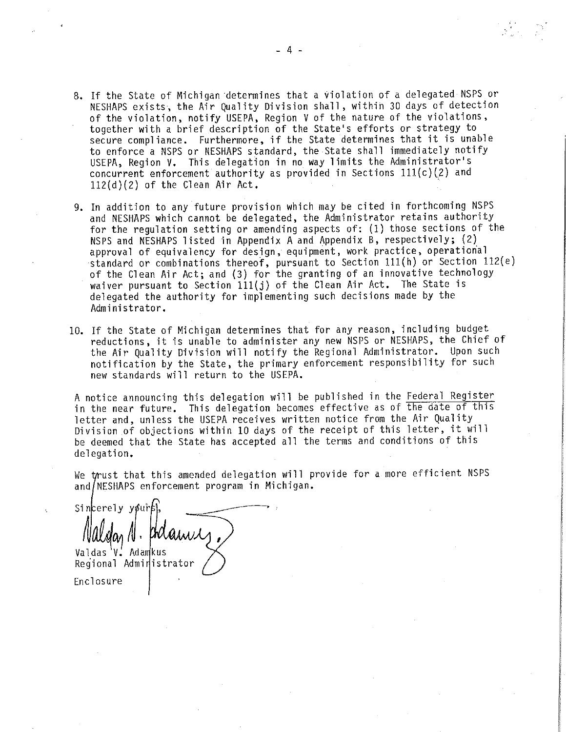8. If the State of Michigan determines that a violation of a delegated NSPS or NESHAPS exists, the Air Quality Division shall, within 30 days of detection of the violation, notify USEPA, Region V of the nature of the violations, together with a brief description of the State's efforts or strategy to secure compliance. Furthermore, if the State determines that it is unable to enforce a NSPS or NESHAPS standard, the State shall immediately notify USEPA, Region V. This delegation in no way limits the Administrator's concurrent enforcement authority as provided in Sections 111(c)(2) and 112(d)(2) of the Clean Air Act.

9. In addition to any future provision which may be cited in forthcoming NSPS and NESHAPS which cannot be delegated, the Administrator retains authority for the regulation setting or amending aspects of: (1) those sections of the NSPS and NESHAPS listed in Appendix A and Appendix B, respectively; (2) approval of equivalency for design, equipment, work practice, operational standard or combinations thereof, pursuant to Section 111(h) or Section 112(e) of the Clean Air Act; and (3) for the granting of an innovative technology waiver pursuant to Section 111(j) of the Clean Air Act. The State is delegated the authority for implementing such decisions made by the Administrator.

10. If the State of Michigan determines that for any reason, including budget reductions, it is unable to administer any new NSPS or NESHAPS, the Chief of the Air Quality Division will notify the Regional Administrator. Upon such notification by the State, the primary enforcement responsibility for such new standards will return to the USEPA.

A notice announcing this delegation will be published in the Federal Register in the near future. This delegation becomes effective as of the date of this letter and, unless the USEPA receives written notice from the Air Quality Division of objections within 10 days of the receipt of this letter, it will be deemed that the State has accepted all the terms and conditions of this delegation.

We trust that this amended delegation will provide for a more efficient NSPS and NESHAPS enforcement program in Michigan.

Sincerely yours,

Valdas V. Adamkus
Regional Administrator

Enclosure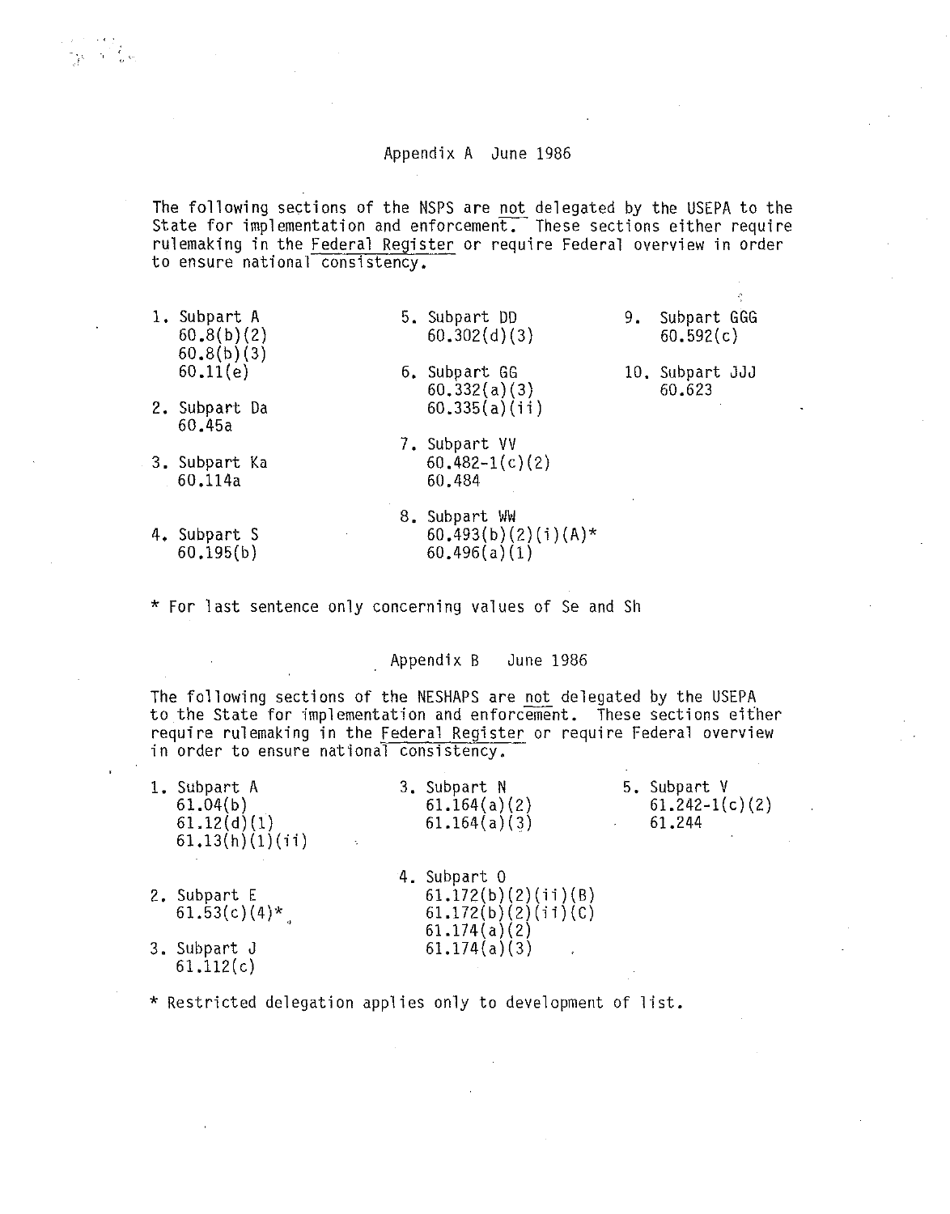## Appendix A June 1986

The following sections of the NSPS are not delegated by the USEPA to the State for implementation and enforcement. These sections either require rulemaking in the Federal Register or require Federal overview in order to ensure national consistency.

1. Subpart A
   60.8(b)(2)
   60.8(b)(3)
   60.11(e)
2. Subpart Da
   60.45a
3. Subpart Ka
   60.114a
4. Subpart S
   60.195(b)
5. Subpart DD
   60.302(d)(3)
6. Subpart GG
   60.332(a)(3)
   60.335(a)(ii)
7. Subpart VV
   60.482-1(c)(2)
   60.484
8. Subpart WW
   60.493(b)(2)(i)(A)*
   60.496(a)(1)
9. Subpart GGG
   60.592(c)
10. Subpart JJJ
    60.623

* For last sentence only concerning values of Se and Sh

## Appendix B June 1986

The following sections of the NESHAPS are not delegated by the USEPA to the State for implementation and enforcement. These sections either require rulemaking in the Federal Register or require Federal overview in order to ensure national consistency.

1. Subpart A
   61.04(b)
   61.12(d)(1)
   61.13(h)(1)(ii)
2. Subpart E
   61.53(c)(4)*
3. Subpart J
   61.112(c)
3. Subpart N
   61.164(a)(2)
   61.164(a)(3)
4. Subpart O
   61.172(b)(2)(ii)(B)
   61.172(b)(2)(ii)(C)
   61.174(a)(2)
   61.174(a)(3)
5. Subpart V
   61.242-1(c)(2)
   61.244

* Restricted delegation applies only to development of list.